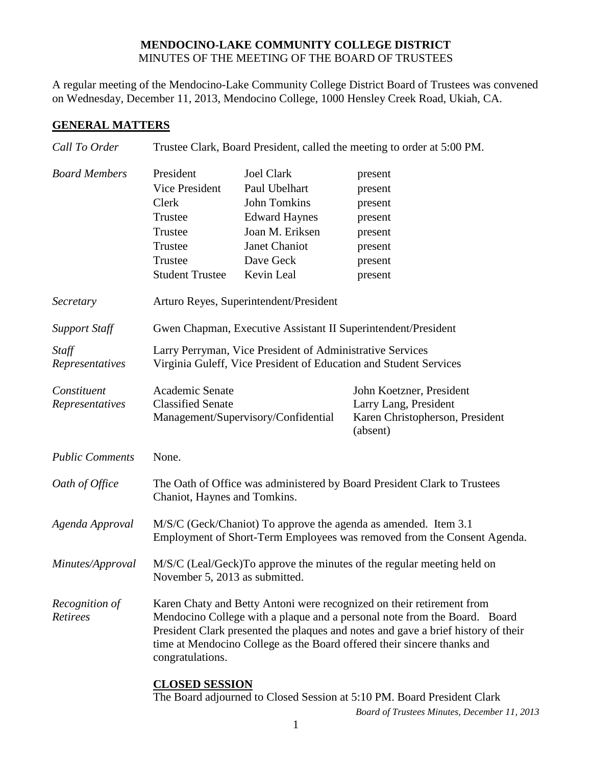# MENDOCINO-LAKE COMMUNITY COLLEGE DISTRICT

MINUTES OF THE MEETING OF THE BOARD OF TRUSTEES

A regular meeting of the Mendocino-Lake Community College District Board of Trustees was convened on Wednesday, December 11, 2013, Mendocino College, 1000 Hensley Creek Road, Ukiah, CA.

## GENERAL MATTERS

*Call To Order* — Trustee Clark, Board President, called the meeting to order at 5:00 PM.

*Board Members*

| | | |
|---|---|---|
| President | Joel Clark | present |
| Vice President | Paul Ubelhart | present |
| Clerk | John Tomkins | present |
| Trustee | Edward Haynes | present |
| Trustee | Joan M. Eriksen | present |
| Trustee | Janet Chaniot | present |
| Trustee | Dave Geck | present |
| Student Trustee | Kevin Leal | present |

*Secretary* — Arturo Reyes, Superintendent/President

*Support Staff* — Gwen Chapman, Executive Assistant II Superintendent/President

*Staff Representatives* — Larry Perryman, Vice President of Administrative Services; Virginia Guleff, Vice President of Education and Student Services

*Constituent Representatives*

| | |
|---|---|
| Academic Senate | John Koetzner, President |
| Classified Senate | Larry Lang, President |
| Management/Supervisory/Confidential | Karen Christopherson, President (absent) |

*Public Comments* — None.

*Oath of Office* — The Oath of Office was administered by Board President Clark to Trustees Chaniot, Haynes and Tomkins.

*Agenda Approval* — M/S/C (Geck/Chaniot) To approve the agenda as amended. Item 3.1 Employment of Short-Term Employees was removed from the Consent Agenda.

*Minutes/Approval* — M/S/C (Leal/Geck)To approve the minutes of the regular meeting held on November 5, 2013 as submitted.

*Recognition of Retirees* — Karen Chaty and Betty Antoni were recognized on their retirement from Mendocino College with a plaque and a personal note from the Board. Board President Clark presented the plaques and notes and gave a brief history of their time at Mendocino College as the Board offered their sincere thanks and congratulations.

### CLOSED SESSION

The Board adjourned to Closed Session at 5:10 PM. Board President Clark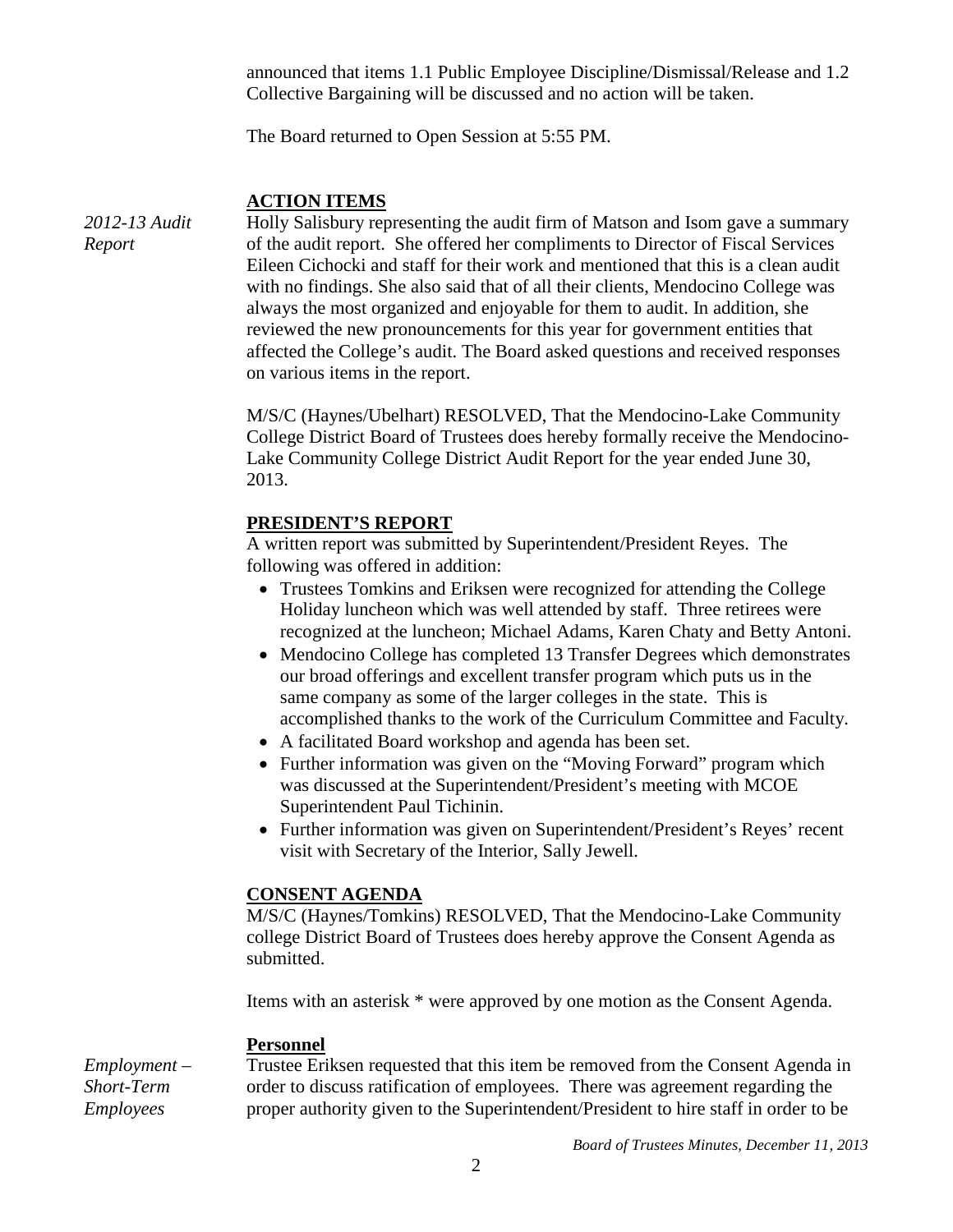announced that items 1.1 Public Employee Discipline/Dismissal/Release and 1.2 Collective Bargaining will be discussed and no action will be taken.

The Board returned to Open Session at 5:55 PM.

## ACTION ITEMS

*2012-13 Audit Report*

Holly Salisbury representing the audit firm of Matson and Isom gave a summary of the audit report. She offered her compliments to Director of Fiscal Services Eileen Cichocki and staff for their work and mentioned that this is a clean audit with no findings. She also said that of all their clients, Mendocino College was always the most organized and enjoyable for them to audit. In addition, she reviewed the new pronouncements for this year for government entities that affected the College's audit. The Board asked questions and received responses on various items in the report.

M/S/C (Haynes/Ubelhart) RESOLVED, That the Mendocino-Lake Community College District Board of Trustees does hereby formally receive the Mendocino-Lake Community College District Audit Report for the year ended June 30, 2013.

## PRESIDENT'S REPORT

A written report was submitted by Superintendent/President Reyes. The following was offered in addition:

- Trustees Tomkins and Eriksen were recognized for attending the College Holiday luncheon which was well attended by staff. Three retirees were recognized at the luncheon; Michael Adams, Karen Chaty and Betty Antoni.
- Mendocino College has completed 13 Transfer Degrees which demonstrates our broad offerings and excellent transfer program which puts us in the same company as some of the larger colleges in the state. This is accomplished thanks to the work of the Curriculum Committee and Faculty.
- A facilitated Board workshop and agenda has been set.
- Further information was given on the "Moving Forward" program which was discussed at the Superintendent/President's meeting with MCOE Superintendent Paul Tichinin.
- Further information was given on Superintendent/President's Reyes' recent visit with Secretary of the Interior, Sally Jewell.

## CONSENT AGENDA

M/S/C (Haynes/Tomkins) RESOLVED, That the Mendocino-Lake Community college District Board of Trustees does hereby approve the Consent Agenda as submitted.

Items with an asterisk * were approved by one motion as the Consent Agenda.

### Personnel

*Employment – Short-Term Employees*

Trustee Eriksen requested that this item be removed from the Consent Agenda in order to discuss ratification of employees. There was agreement regarding the proper authority given to the Superintendent/President to hire staff in order to be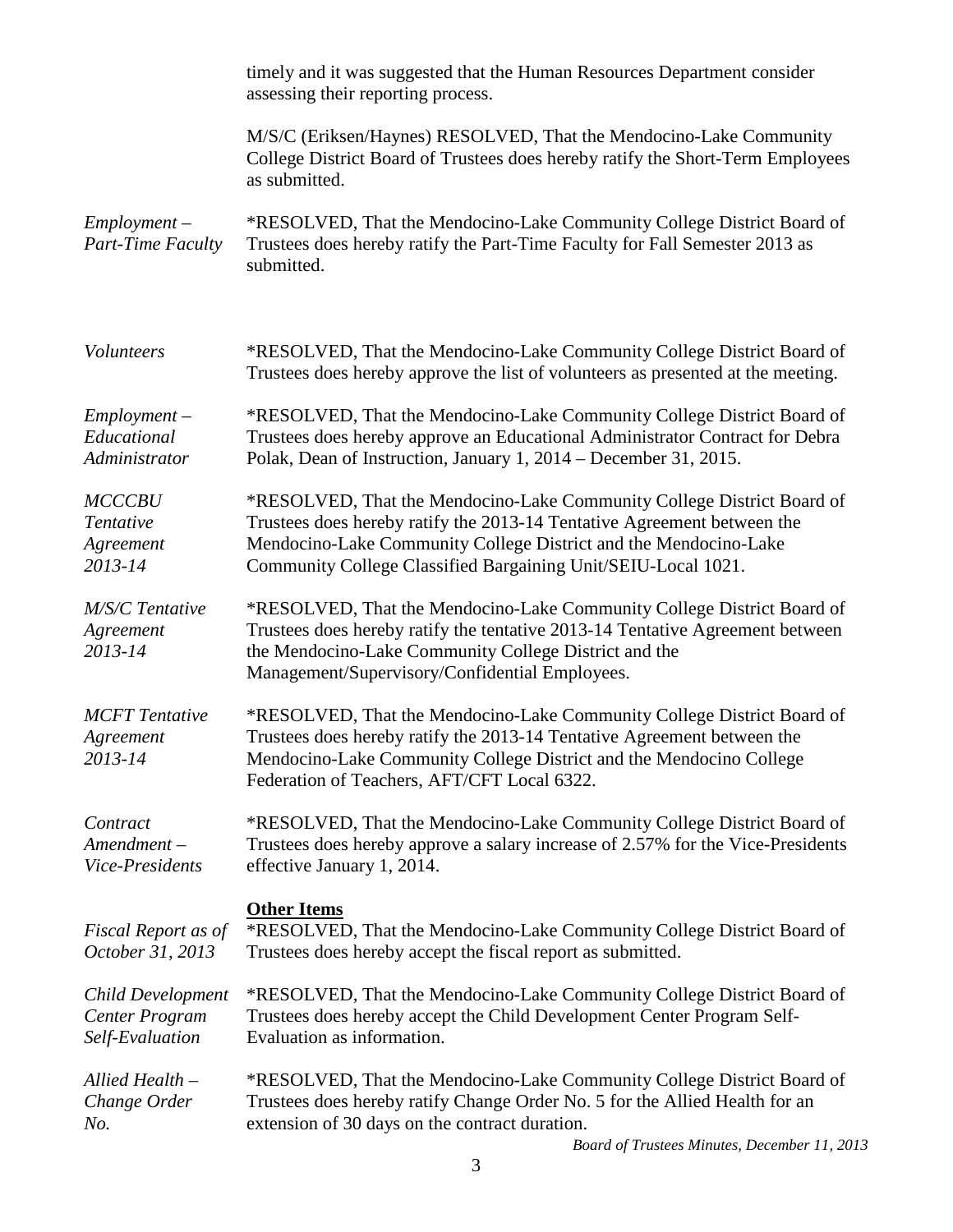timely and it was suggested that the Human Resources Department consider assessing their reporting process.

M/S/C (Eriksen/Haynes) RESOLVED, That the Mendocino-Lake Community College District Board of Trustees does hereby ratify the Short-Term Employees as submitted.

*Employment – Part-Time Faculty*

*RESOLVED, That the Mendocino-Lake Community College District Board of Trustees does hereby ratify the Part-Time Faculty for Fall Semester 2013 as submitted.

*Volunteers*

*RESOLVED, That the Mendocino-Lake Community College District Board of Trustees does hereby approve the list of volunteers as presented at the meeting.

*Employment – Educational Administrator*

*RESOLVED, That the Mendocino-Lake Community College District Board of Trustees does hereby approve an Educational Administrator Contract for Debra Polak, Dean of Instruction, January 1, 2014 – December 31, 2015.

*MCCCBU Tentative Agreement 2013-14*

*RESOLVED, That the Mendocino-Lake Community College District Board of Trustees does hereby ratify the 2013-14 Tentative Agreement between the Mendocino-Lake Community College District and the Mendocino-Lake Community College Classified Bargaining Unit/SEIU-Local 1021.

*M/S/C Tentative Agreement 2013-14*

*RESOLVED, That the Mendocino-Lake Community College District Board of Trustees does hereby ratify the tentative 2013-14 Tentative Agreement between the Mendocino-Lake Community College District and the Management/Supervisory/Confidential Employees.

*MCFT Tentative Agreement 2013-14*

*RESOLVED, That the Mendocino-Lake Community College District Board of Trustees does hereby ratify the 2013-14 Tentative Agreement between the Mendocino-Lake Community College District and the Mendocino College Federation of Teachers, AFT/CFT Local 6322.

*Contract Amendment – Vice-Presidents*

*RESOLVED, That the Mendocino-Lake Community College District Board of Trustees does hereby approve a salary increase of 2.57% for the Vice-Presidents effective January 1, 2014.

**Other Items**

*Fiscal Report as of October 31, 2013*

*RESOLVED, That the Mendocino-Lake Community College District Board of Trustees does hereby accept the fiscal report as submitted.

*Child Development Center Program Self-Evaluation*

*RESOLVED, That the Mendocino-Lake Community College District Board of Trustees does hereby accept the Child Development Center Program Self-Evaluation as information.

*Allied Health – Change Order No.*

*RESOLVED, That the Mendocino-Lake Community College District Board of Trustees does hereby ratify Change Order No. 5 for the Allied Health for an extension of 30 days on the contract duration.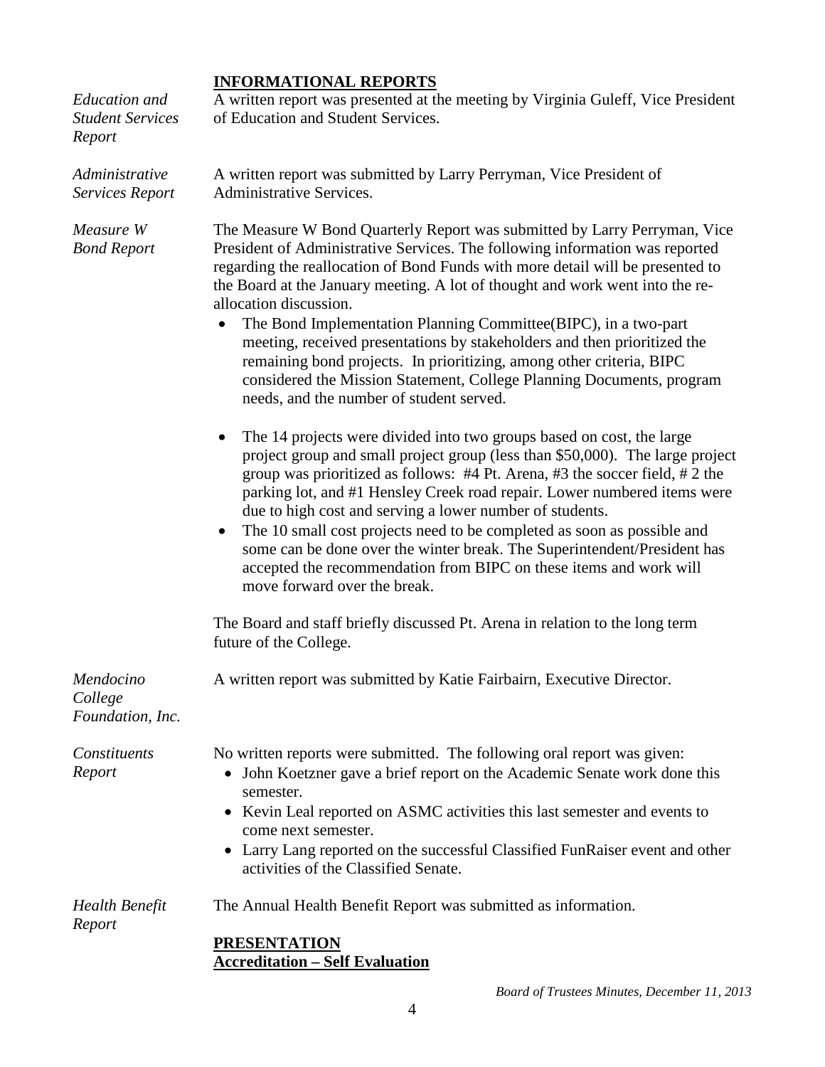## INFORMATIONAL REPORTS

*Education and Student Services Report*

A written report was presented at the meeting by Virginia Guleff, Vice President of Education and Student Services.

*Administrative Services Report*

A written report was submitted by Larry Perryman, Vice President of Administrative Services.

*Measure W Bond Report*

The Measure W Bond Quarterly Report was submitted by Larry Perryman, Vice President of Administrative Services. The following information was reported regarding the reallocation of Bond Funds with more detail will be presented to the Board at the January meeting. A lot of thought and work went into the re-allocation discussion.

- The Bond Implementation Planning Committee(BIPC), in a two-part meeting, received presentations by stakeholders and then prioritized the remaining bond projects. In prioritizing, among other criteria, BIPC considered the Mission Statement, College Planning Documents, program needs, and the number of student served.

- The 14 projects were divided into two groups based on cost, the large project group and small project group (less than $50,000). The large project group was prioritized as follows: #4 Pt. Arena, #3 the soccer field, # 2 the parking lot, and #1 Hensley Creek road repair. Lower numbered items were due to high cost and serving a lower number of students.
- The 10 small cost projects need to be completed as soon as possible and some can be done over the winter break. The Superintendent/President has accepted the recommendation from BIPC on these items and work will move forward over the break.

The Board and staff briefly discussed Pt. Arena in relation to the long term future of the College.

*Mendocino College Foundation, Inc.*

A written report was submitted by Katie Fairbairn, Executive Director.

*Constituents Report*

No written reports were submitted. The following oral report was given:

- John Koetzner gave a brief report on the Academic Senate work done this semester.
- Kevin Leal reported on ASMC activities this last semester and events to come next semester.
- Larry Lang reported on the successful Classified FunRaiser event and other activities of the Classified Senate.

*Health Benefit Report*

The Annual Health Benefit Report was submitted as information.

## PRESENTATION

### Accreditation – Self Evaluation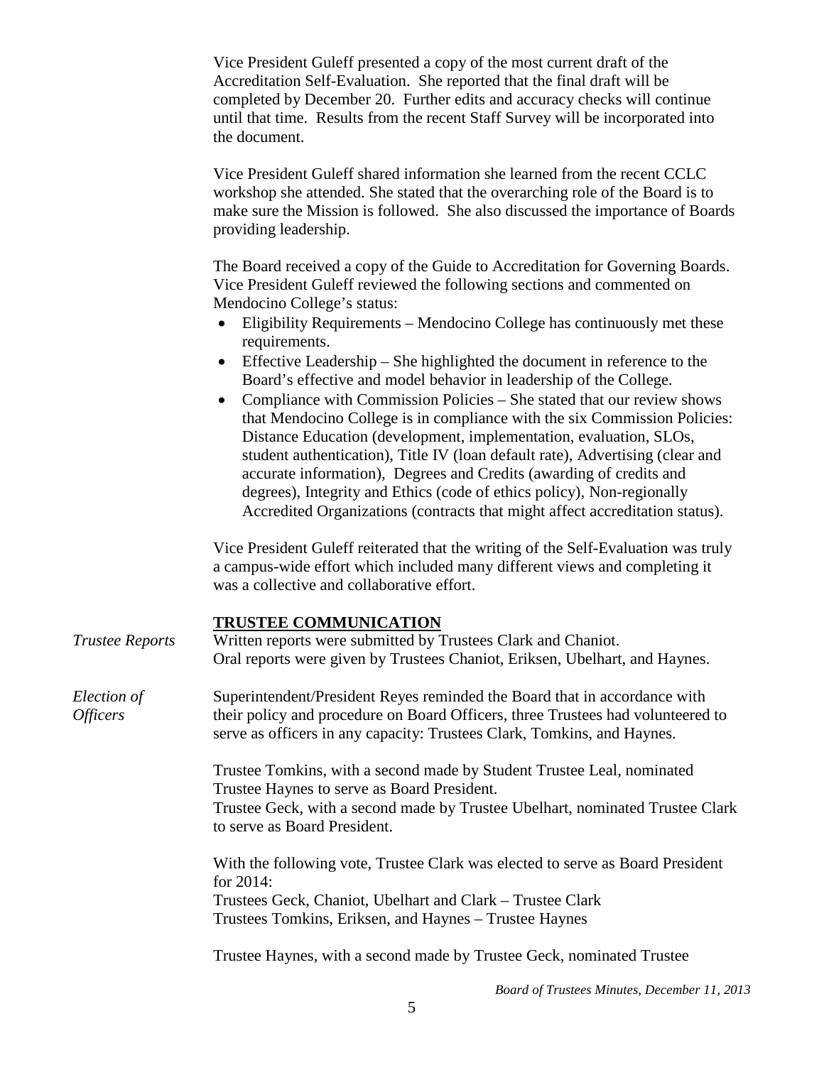Vice President Guleff presented a copy of the most current draft of the Accreditation Self-Evaluation. She reported that the final draft will be completed by December 20. Further edits and accuracy checks will continue until that time. Results from the recent Staff Survey will be incorporated into the document.

Vice President Guleff shared information she learned from the recent CCLC workshop she attended. She stated that the overarching role of the Board is to make sure the Mission is followed. She also discussed the importance of Boards providing leadership.

The Board received a copy of the Guide to Accreditation for Governing Boards. Vice President Guleff reviewed the following sections and commented on Mendocino College's status:

- Eligibility Requirements – Mendocino College has continuously met these requirements.
- Effective Leadership – She highlighted the document in reference to the Board's effective and model behavior in leadership of the College.
- Compliance with Commission Policies – She stated that our review shows that Mendocino College is in compliance with the six Commission Policies: Distance Education (development, implementation, evaluation, SLOs, student authentication), Title IV (loan default rate), Advertising (clear and accurate information), Degrees and Credits (awarding of credits and degrees), Integrity and Ethics (code of ethics policy), Non-regionally Accredited Organizations (contracts that might affect accreditation status).

Vice President Guleff reiterated that the writing of the Self-Evaluation was truly a campus-wide effort which included many different views and completing it was a collective and collaborative effort.

## TRUSTEE COMMUNICATION

*Trustee Reports*

Written reports were submitted by Trustees Clark and Chaniot.
Oral reports were given by Trustees Chaniot, Eriksen, Ubelhart, and Haynes.

*Election of Officers*

Superintendent/President Reyes reminded the Board that in accordance with their policy and procedure on Board Officers, three Trustees had volunteered to serve as officers in any capacity: Trustees Clark, Tomkins, and Haynes.

Trustee Tomkins, with a second made by Student Trustee Leal, nominated Trustee Haynes to serve as Board President.
Trustee Geck, with a second made by Trustee Ubelhart, nominated Trustee Clark to serve as Board President.

With the following vote, Trustee Clark was elected to serve as Board President for 2014:
Trustees Geck, Chaniot, Ubelhart and Clark – Trustee Clark
Trustees Tomkins, Eriksen, and Haynes – Trustee Haynes

Trustee Haynes, with a second made by Trustee Geck, nominated Trustee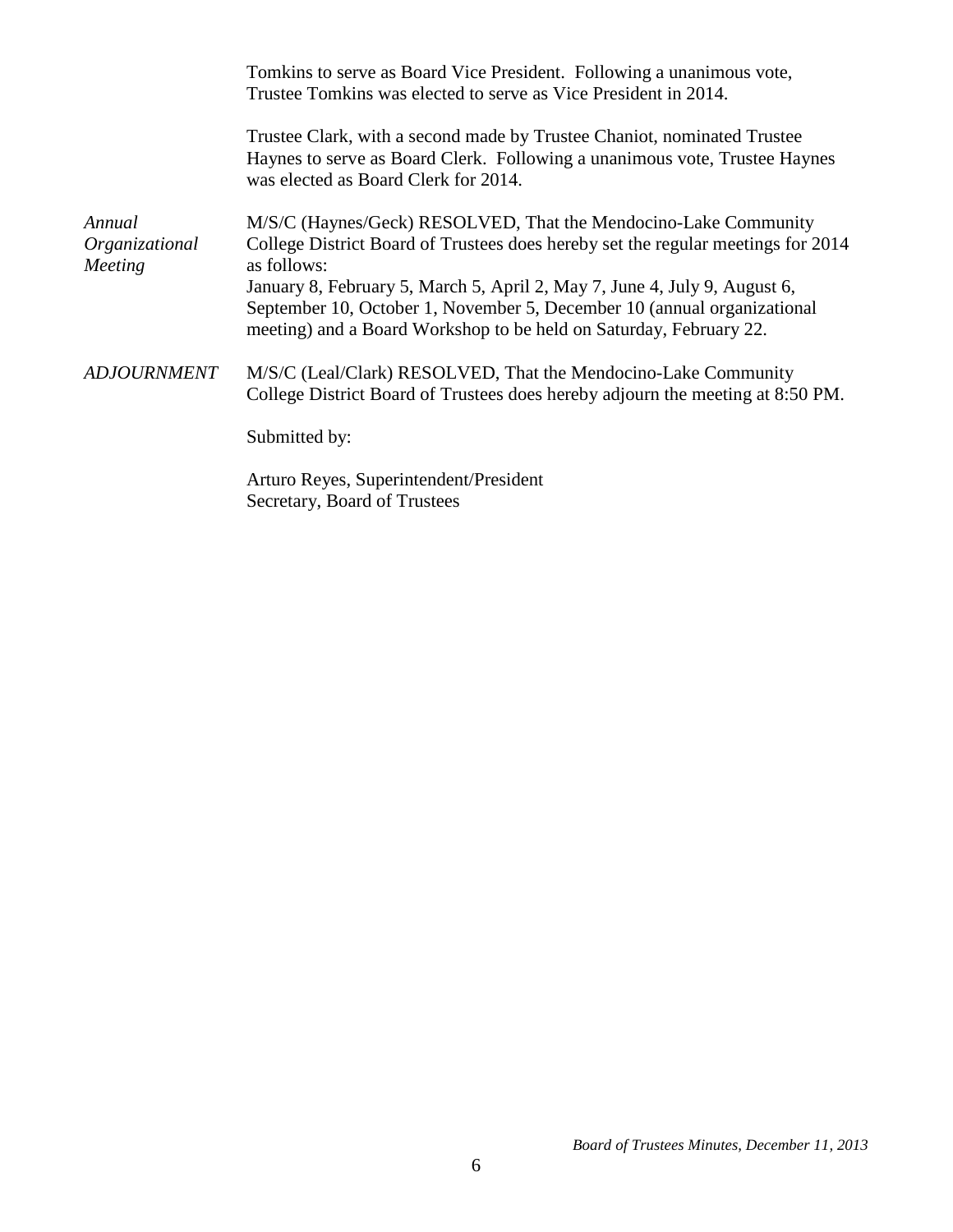Tomkins to serve as Board Vice President. Following a unanimous vote, Trustee Tomkins was elected to serve as Vice President in 2014.

Trustee Clark, with a second made by Trustee Chaniot, nominated Trustee Haynes to serve as Board Clerk. Following a unanimous vote, Trustee Haynes was elected as Board Clerk for 2014.

*Annual Organizational Meeting*

M/S/C (Haynes/Geck) RESOLVED, That the Mendocino-Lake Community College District Board of Trustees does hereby set the regular meetings for 2014 as follows:
January 8, February 5, March 5, April 2, May 7, June 4, July 9, August 6, September 10, October 1, November 5, December 10 (annual organizational meeting) and a Board Workshop to be held on Saturday, February 22.

*ADJOURNMENT*

M/S/C (Leal/Clark) RESOLVED, That the Mendocino-Lake Community College District Board of Trustees does hereby adjourn the meeting at 8:50 PM.

Submitted by:

Arturo Reyes, Superintendent/President
Secretary, Board of Trustees